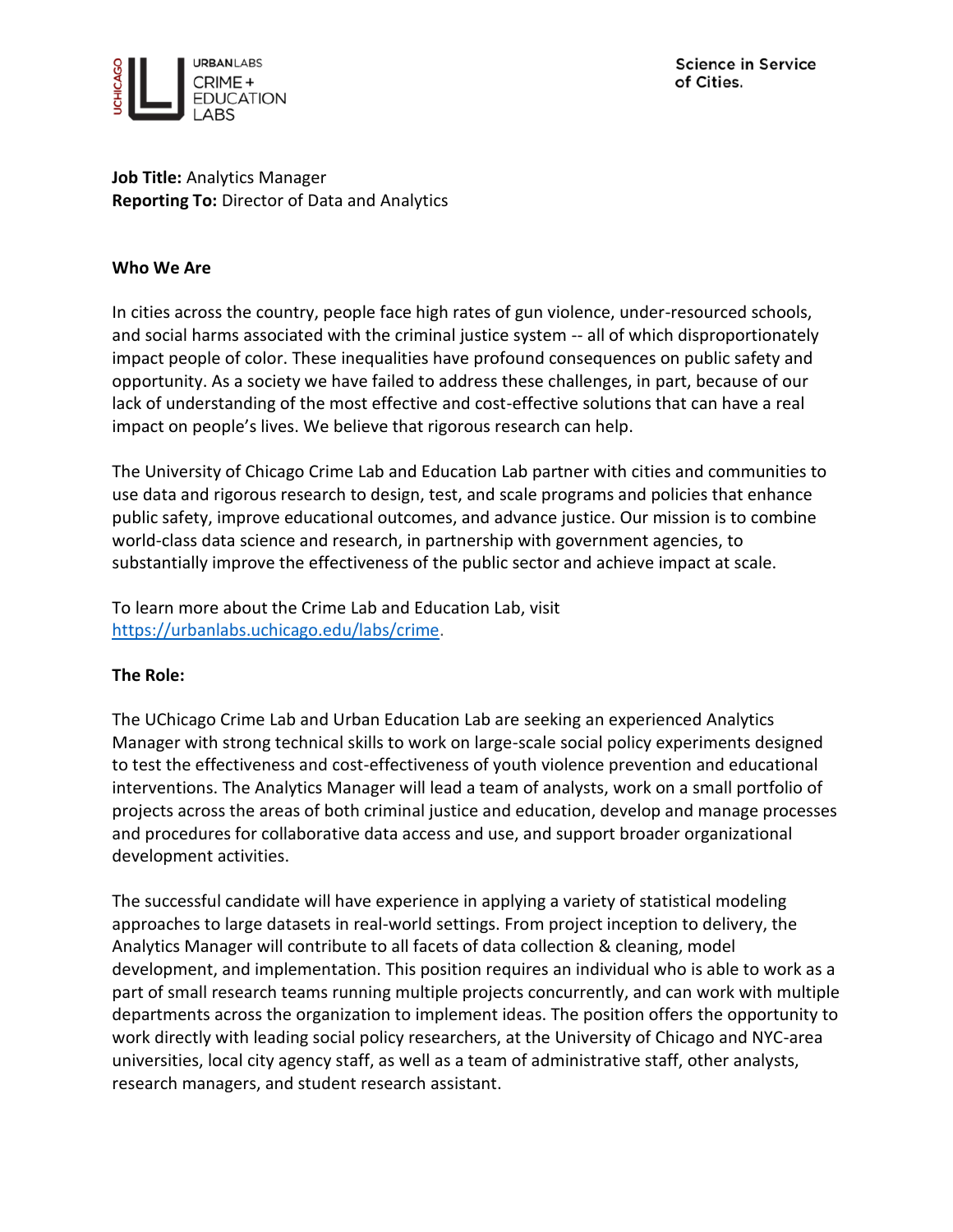URBANLABS
CRIME +
EDUCATION
LABS

Science in Service of Cities.

**Job Title:** Analytics Manager
**Reporting To:** Director of Data and Analytics

**Who We Are**

In cities across the country, people face high rates of gun violence, under-resourced schools, and social harms associated with the criminal justice system -- all of which disproportionately impact people of color. These inequalities have profound consequences on public safety and opportunity. As a society we have failed to address these challenges, in part, because of our lack of understanding of the most effective and cost-effective solutions that can have a real impact on people's lives. We believe that rigorous research can help.

The University of Chicago Crime Lab and Education Lab partner with cities and communities to use data and rigorous research to design, test, and scale programs and policies that enhance public safety, improve educational outcomes, and advance justice. Our mission is to combine world-class data science and research, in partnership with government agencies, to substantially improve the effectiveness of the public sector and achieve impact at scale.

To learn more about the Crime Lab and Education Lab, visit [https://urbanlabs.uchicago.edu/labs/crime](https://urbanlabs.uchicago.edu/labs/crime).

**The Role:**

The UChicago Crime Lab and Urban Education Lab are seeking an experienced Analytics Manager with strong technical skills to work on large-scale social policy experiments designed to test the effectiveness and cost-effectiveness of youth violence prevention and educational interventions. The Analytics Manager will lead a team of analysts, work on a small portfolio of projects across the areas of both criminal justice and education, develop and manage processes and procedures for collaborative data access and use, and support broader organizational development activities.

The successful candidate will have experience in applying a variety of statistical modeling approaches to large datasets in real-world settings. From project inception to delivery, the Analytics Manager will contribute to all facets of data collection & cleaning, model development, and implementation. This position requires an individual who is able to work as a part of small research teams running multiple projects concurrently, and can work with multiple departments across the organization to implement ideas. The position offers the opportunity to work directly with leading social policy researchers, at the University of Chicago and NYC-area universities, local city agency staff, as well as a team of administrative staff, other analysts, research managers, and student research assistant.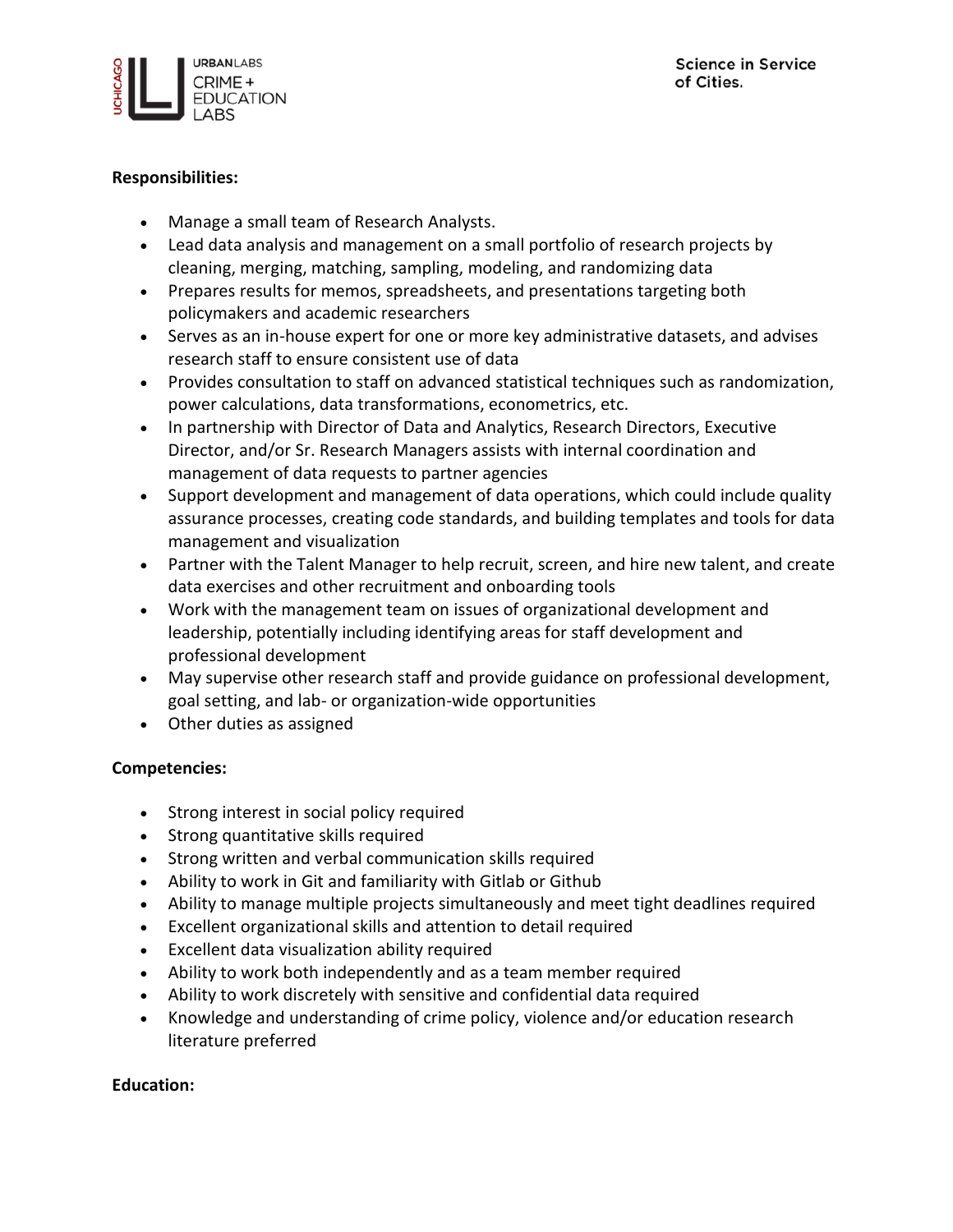**Responsibilities:**

- Manage a small team of Research Analysts.
- Lead data analysis and management on a small portfolio of research projects by cleaning, merging, matching, sampling, modeling, and randomizing data
- Prepares results for memos, spreadsheets, and presentations targeting both policymakers and academic researchers
- Serves as an in-house expert for one or more key administrative datasets, and advises research staff to ensure consistent use of data
- Provides consultation to staff on advanced statistical techniques such as randomization, power calculations, data transformations, econometrics, etc.
- In partnership with Director of Data and Analytics, Research Directors, Executive Director, and/or Sr. Research Managers assists with internal coordination and management of data requests to partner agencies
- Support development and management of data operations, which could include quality assurance processes, creating code standards, and building templates and tools for data management and visualization
- Partner with the Talent Manager to help recruit, screen, and hire new talent, and create data exercises and other recruitment and onboarding tools
- Work with the management team on issues of organizational development and leadership, potentially including identifying areas for staff development and professional development
- May supervise other research staff and provide guidance on professional development, goal setting, and lab- or organization-wide opportunities
- Other duties as assigned

**Competencies:**

- Strong interest in social policy required
- Strong quantitative skills required
- Strong written and verbal communication skills required
- Ability to work in Git and familiarity with Gitlab or Github
- Ability to manage multiple projects simultaneously and meet tight deadlines required
- Excellent organizational skills and attention to detail required
- Excellent data visualization ability required
- Ability to work both independently and as a team member required
- Ability to work discretely with sensitive and confidential data required
- Knowledge and understanding of crime policy, violence and/or education research literature preferred

**Education:**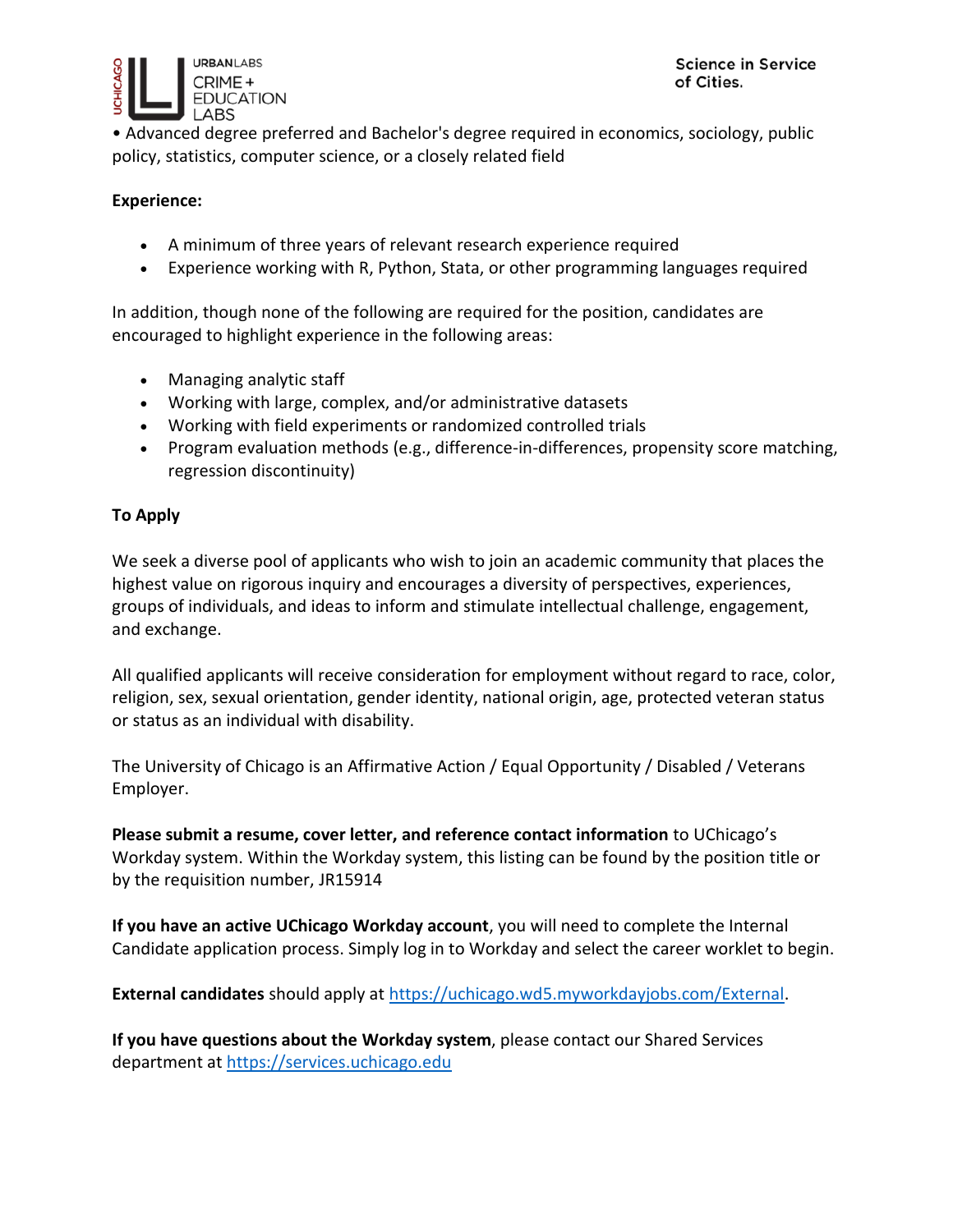• Advanced degree preferred and Bachelor's degree required in economics, sociology, public policy, statistics, computer science, or a closely related field

**Experience:**

- A minimum of three years of relevant research experience required
- Experience working with R, Python, Stata, or other programming languages required

In addition, though none of the following are required for the position, candidates are encouraged to highlight experience in the following areas:

- Managing analytic staff
- Working with large, complex, and/or administrative datasets
- Working with field experiments or randomized controlled trials
- Program evaluation methods (e.g., difference-in-differences, propensity score matching, regression discontinuity)

**To Apply**

We seek a diverse pool of applicants who wish to join an academic community that places the highest value on rigorous inquiry and encourages a diversity of perspectives, experiences, groups of individuals, and ideas to inform and stimulate intellectual challenge, engagement, and exchange.

All qualified applicants will receive consideration for employment without regard to race, color, religion, sex, sexual orientation, gender identity, national origin, age, protected veteran status or status as an individual with disability.

The University of Chicago is an Affirmative Action / Equal Opportunity / Disabled / Veterans Employer.

**Please submit a resume, cover letter, and reference contact information** to UChicago's Workday system. Within the Workday system, this listing can be found by the position title or by the requisition number, JR15914

**If you have an active UChicago Workday account**, you will need to complete the Internal Candidate application process. Simply log in to Workday and select the career worklet to begin.

**External candidates** should apply at https://uchicago.wd5.myworkdayjobs.com/External.

**If you have questions about the Workday system**, please contact our Shared Services department at https://services.uchicago.edu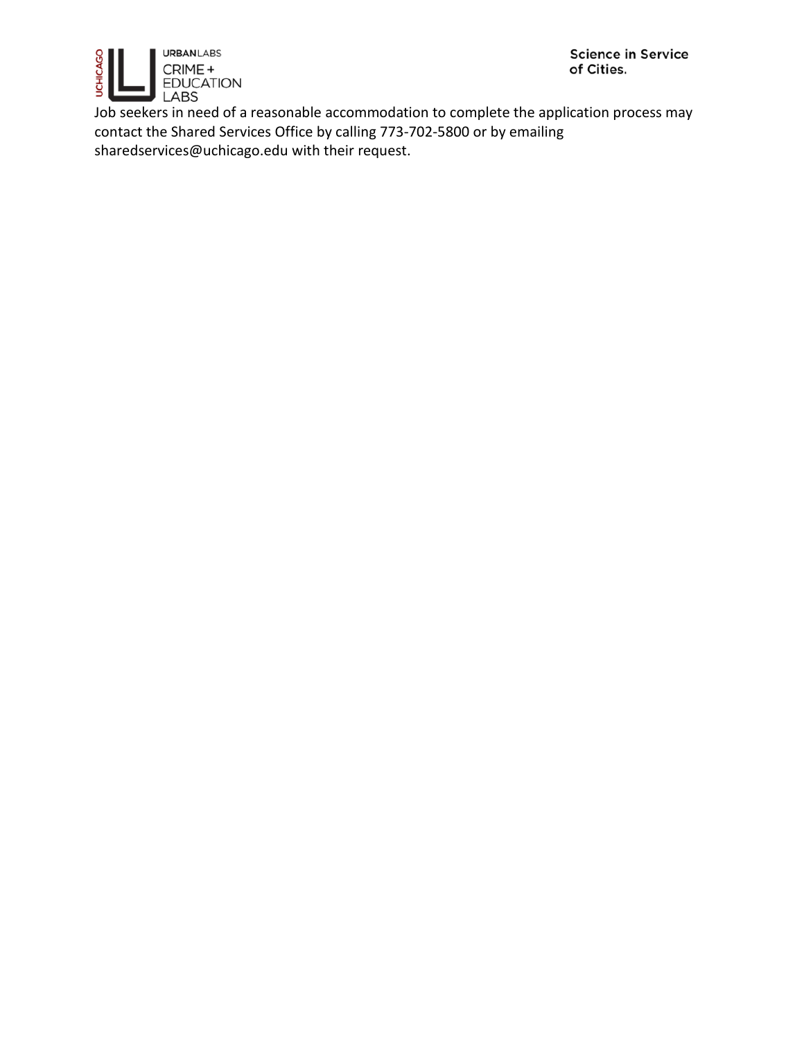Job seekers in need of a reasonable accommodation to complete the application process may contact the Shared Services Office by calling 773-702-5800 or by emailing sharedservices@uchicago.edu with their request.